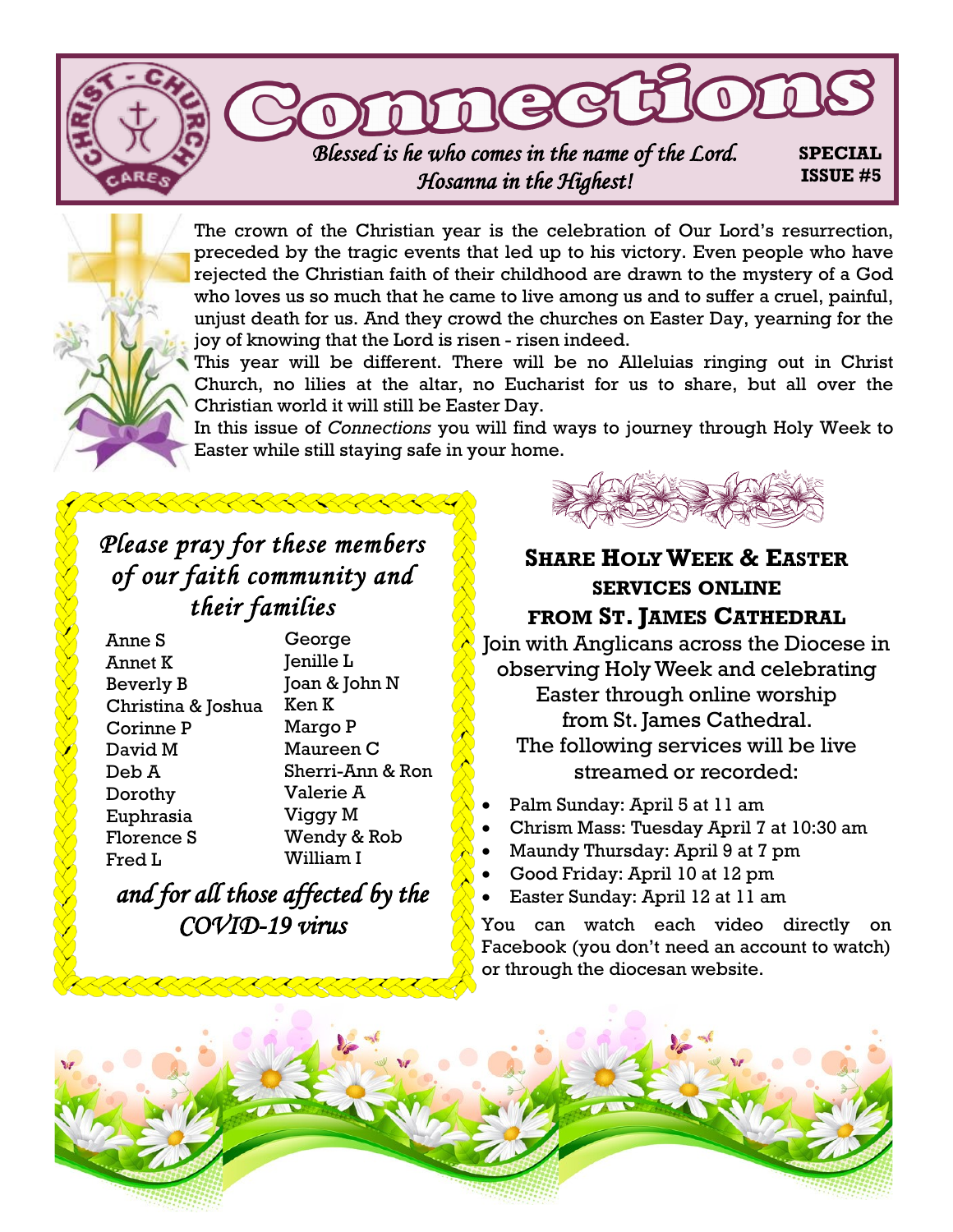# Connections

*Blessed is he who comes in the name of the Lord. Hosanna in the Highest!*

**SPECIAL ISSUE #5**

The crown of the Christian year is the celebration of Our Lord's resurrection, preceded by the tragic events that led up to his victory. Even people who have rejected the Christian faith of their childhood are drawn to the mystery of a God who loves us so much that he came to live among us and to suffer a cruel, painful, unjust death for us. And they crowd the churches on Easter Day, yearning for the joy of knowing that the Lord is risen - risen indeed.

This year will be different. There will be no Alleluias ringing out in Christ Church, no lilies at the altar, no Eucharist for us to share, but all over the Christian world it will still be Easter Day.

In this issue of *Connections* you will find ways to journey through Holy Week to Easter while still staying safe in your home.

## *Please pray for these members of our faith community and their families*

Anne S
Annet K
Beverly B
Christina & Joshua
Corinne P
David M
Deb A
Dorothy
Euphrasia
Florence S
Fred L
George
Jenille L
Joan & John N
Ken K
Margo P
Maureen C
Sherri-Ann & Ron
Valerie A
Viggy M
Wendy & Rob
William I

*and for all those affected by the COVID-19 virus*

## Share Holy Week & Easter services online from St. James Cathedral

Join with Anglicans across the Diocese in observing Holy Week and celebrating Easter through online worship from St. James Cathedral. The following services will be live streamed or recorded:

- Palm Sunday: April 5 at 11 am
- Chrism Mass: Tuesday April 7 at 10:30 am
- Maundy Thursday: April 9 at 7 pm
- Good Friday: April 10 at 12 pm
- Easter Sunday: April 12 at 11 am

You can watch each video directly on Facebook (you don't need an account to watch) or through the diocesan website.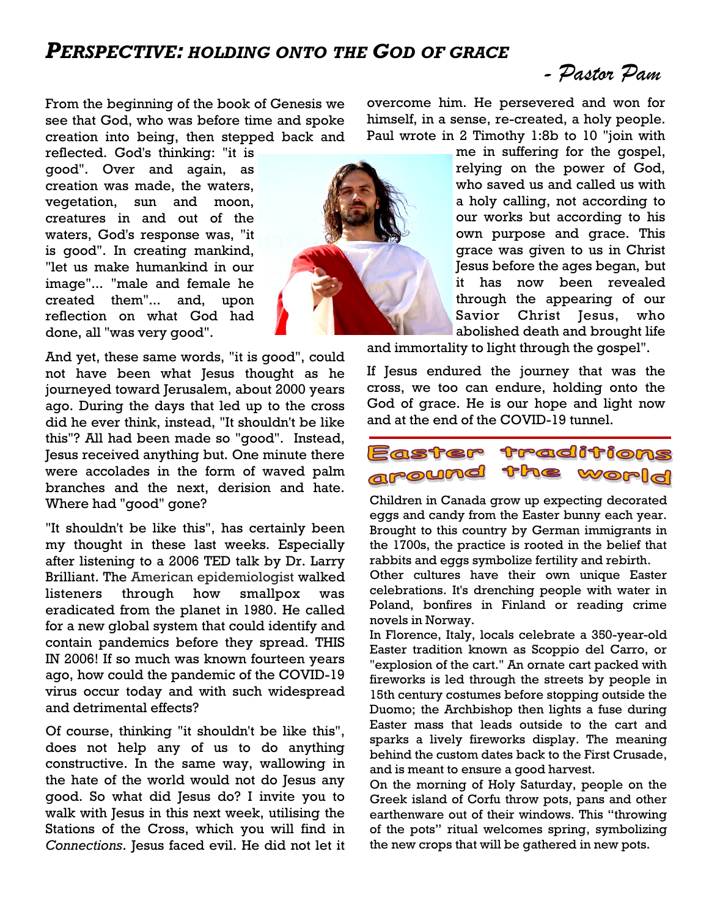# *PERSPECTIVE: HOLDING ONTO THE GOD OF GRACE*

*- Pastor Pam*

From the beginning of the book of Genesis we see that God, who was before time and spoke creation into being, then stepped back and reflected. God's thinking: "it is good". Over and again, as creation was made, the waters, vegetation, sun and moon, creatures in and out of the waters, God's response was, "it is good". In creating mankind, "let us make humankind in our image"... "male and female he created them"... and, upon reflection on what God had done, all "was very good".

And yet, these same words, "it is good", could not have been what Jesus thought as he journeyed toward Jerusalem, about 2000 years ago. During the days that led up to the cross did he ever think, instead, "It shouldn't be like this"? All had been made so "good". Instead, Jesus received anything but. One minute there were accolades in the form of waved palm branches and the next, derision and hate. Where had "good" gone?

"It shouldn't be like this", has certainly been my thought in these last weeks. Especially after listening to a 2006 TED talk by Dr. Larry Brilliant. The American epidemiologist walked listeners through how smallpox was eradicated from the planet in 1980. He called for a new global system that could identify and contain pandemics before they spread. THIS IN 2006! If so much was known fourteen years ago, how could the pandemic of the COVID-19 virus occur today and with such widespread and detrimental effects?

Of course, thinking "it shouldn't be like this", does not help any of us to do anything constructive. In the same way, wallowing in the hate of the world would not do Jesus any good. So what did Jesus do? I invite you to walk with Jesus in this next week, utilising the Stations of the Cross, which you will find in *Connections*. Jesus faced evil. He did not let it overcome him. He persevered and won for himself, in a sense, re-created, a holy people. Paul wrote in 2 Timothy 1:8b to 10 "join with me in suffering for the gospel, relying on the power of God, who saved us and called us with a holy calling, not according to our works but according to his own purpose and grace. This grace was given to us in Christ Jesus before the ages began, but it has now been revealed through the appearing of our Savior Christ Jesus, who abolished death and brought life and immortality to light through the gospel".

If Jesus endured the journey that was the cross, we too can endure, holding onto the God of grace. He is our hope and light now and at the end of the COVID-19 tunnel.

## Easter traditions around the world

Children in Canada grow up expecting decorated eggs and candy from the Easter bunny each year. Brought to this country by German immigrants in the 1700s, the practice is rooted in the belief that rabbits and eggs symbolize fertility and rebirth.

Other cultures have their own unique Easter celebrations. It's drenching people with water in Poland, bonfires in Finland or reading crime novels in Norway.

In Florence, Italy, locals celebrate a 350-year-old Easter tradition known as Scoppio del Carro, or "explosion of the cart." An ornate cart packed with fireworks is led through the streets by people in 15th century costumes before stopping outside the Duomo; the Archbishop then lights a fuse during Easter mass that leads outside to the cart and sparks a lively fireworks display. The meaning behind the custom dates back to the First Crusade, and is meant to ensure a good harvest.

On the morning of Holy Saturday, people on the Greek island of Corfu throw pots, pans and other earthenware out of their windows. This "throwing of the pots" ritual welcomes spring, symbolizing the new crops that will be gathered in new pots.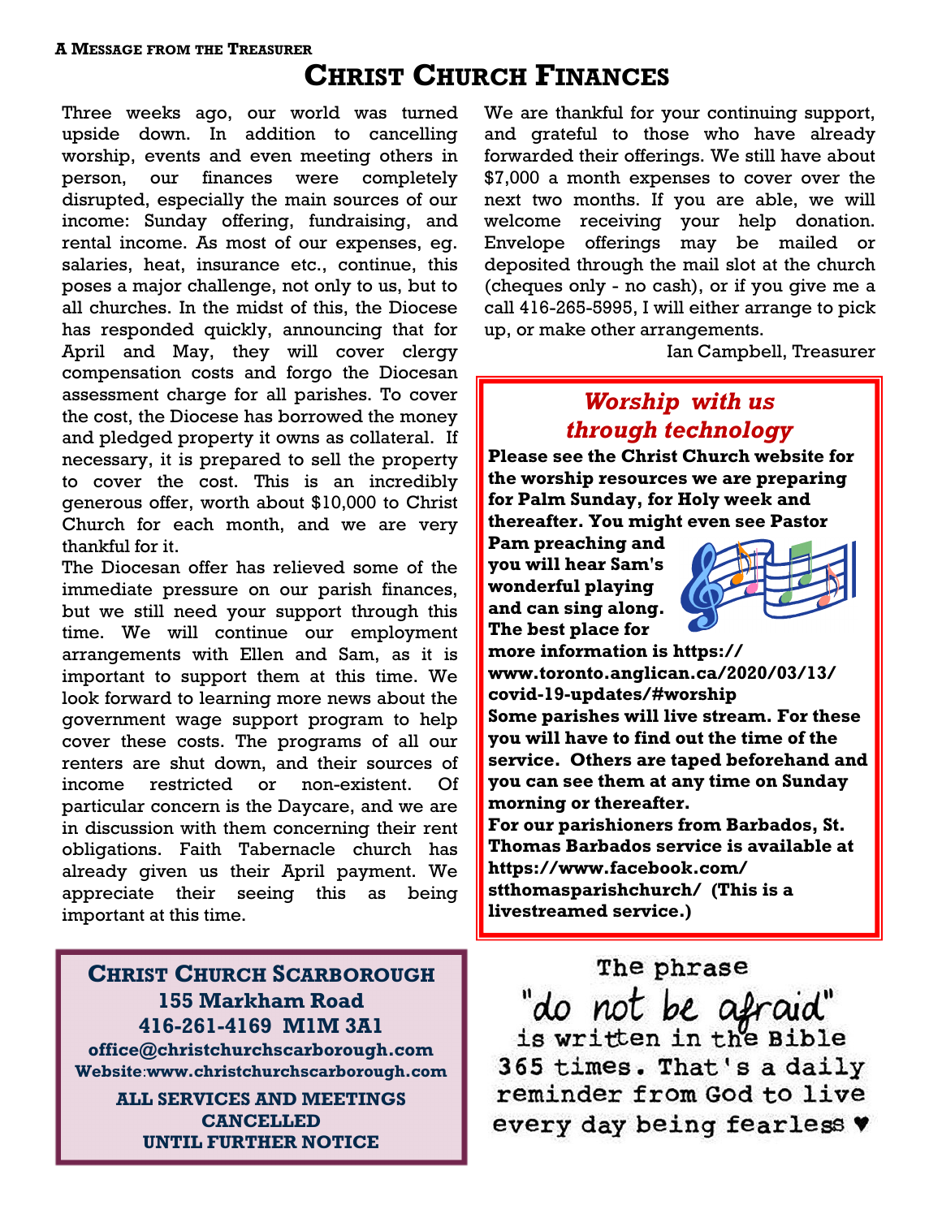**A Message from the Treasurer**

# Christ Church Finances

Three weeks ago, our world was turned upside down. In addition to cancelling worship, events and even meeting others in person, our finances were completely disrupted, especially the main sources of our income: Sunday offering, fundraising, and rental income. As most of our expenses, eg. salaries, heat, insurance etc., continue, this poses a major challenge, not only to us, but to all churches. In the midst of this, the Diocese has responded quickly, announcing that for April and May, they will cover clergy compensation costs and forgo the Diocesan assessment charge for all parishes. To cover the cost, the Diocese has borrowed the money and pledged property it owns as collateral. If necessary, it is prepared to sell the property to cover the cost. This is an incredibly generous offer, worth about $10,000 to Christ Church for each month, and we are very thankful for it.

The Diocesan offer has relieved some of the immediate pressure on our parish finances, but we still need your support through this time. We will continue our employment arrangements with Ellen and Sam, as it is important to support them at this time. We look forward to learning more news about the government wage support program to help cover these costs. The programs of all our renters are shut down, and their sources of income restricted or non-existent. Of particular concern is the Daycare, and we are in discussion with them concerning their rent obligations. Faith Tabernacle church has already given us their April payment. We appreciate their seeing this as being important at this time.

We are thankful for your continuing support, and grateful to those who have already forwarded their offerings. We still have about $7,000 a month expenses to cover over the next two months. If you are able, we will welcome receiving your help donation. Envelope offerings may be mailed or deposited through the mail slot at the church (cheques only - no cash), or if you give me a call 416-265-5995, I will either arrange to pick up, or make other arrangements.

Ian Campbell, Treasurer

## *Worship with us through technology*

**Please see the Christ Church website for the worship resources we are preparing for Palm Sunday, for Holy week and thereafter. You might even see Pastor Pam preaching and you will hear Sam's wonderful playing and can sing along. The best place for more information is https://www.toronto.anglican.ca/2020/03/13/covid-19-updates/#worship**

**Some parishes will live stream. For these you will have to find out the time of the service. Others are taped beforehand and you can see them at any time on Sunday morning or thereafter.**

**For our parishioners from Barbados, St. Thomas Barbados service is available at https://www.facebook.com/stthomasparishchurch/ (This is a livestreamed service.)**

**Christ Church Scarborough**
**155 Markham Road**
**416-261-4169 M1M 3A1**
**office@christchurchscarborough.com**
**Website:www.christchurchscarborough.com**

**ALL SERVICES AND MEETINGS CANCELLED UNTIL FURTHER NOTICE**

The phrase "do not be afraid" is written in the Bible 365 times. That's a daily reminder from God to live every day being fearless ♥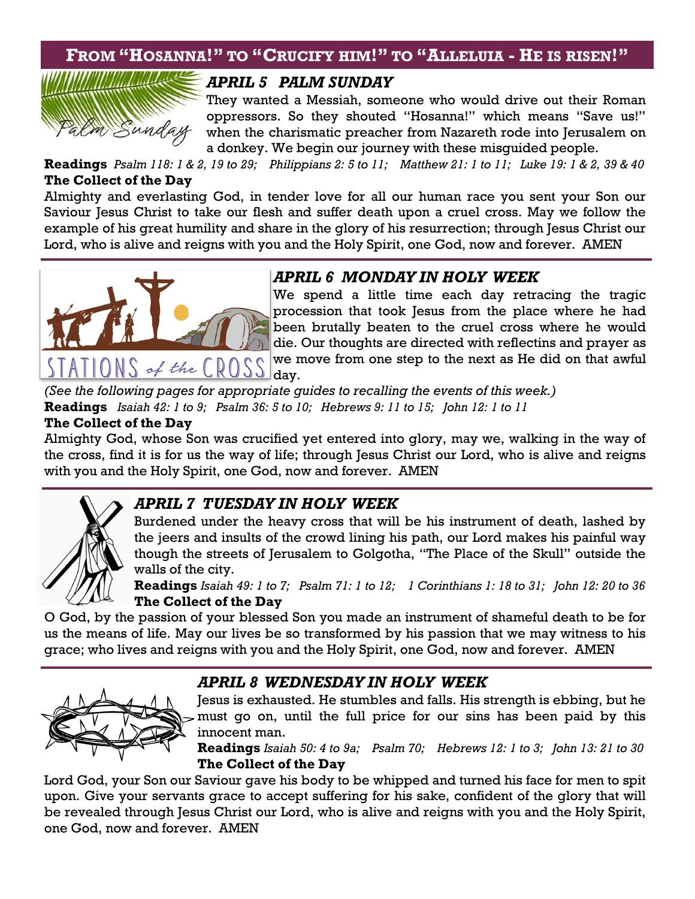## From "Hosanna!" to "Crucify him!" to "Alleluia - He is risen!"

### *APRIL 5 PALM SUNDAY*

They wanted a Messiah, someone who would drive out their Roman oppressors. So they shouted "Hosanna!" which means "Save us!" when the charismatic preacher from Nazareth rode into Jerusalem on a donkey. We begin our journey with these misguided people.

**Readings** *Psalm 118: 1 & 2, 19 to 29; Philippians 2: 5 to 11; Matthew 21: 1 to 11; Luke 19: 1 & 2, 39 & 40*

**The Collect of the Day**

Almighty and everlasting God, in tender love for all our human race you sent your Son our Saviour Jesus Christ to take our flesh and suffer death upon a cruel cross. May we follow the example of his great humility and share in the glory of his resurrection; through Jesus Christ our Lord, who is alive and reigns with you and the Holy Spirit, one God, now and forever. AMEN

### *APRIL 6 MONDAY IN HOLY WEEK*

We spend a little time each day retracing the tragic procession that took Jesus from the place where he had been brutally beaten to the cruel cross where he would die. Our thoughts are directed with reflectins and prayer as we move from one step to the next as He did on that awful day.

*(See the following pages for appropriate guides to recalling the events of this week.)*

**Readings** *Isaiah 42: 1 to 9; Psalm 36: 5 to 10; Hebrews 9: 11 to 15; John 12: 1 to 11*

**The Collect of the Day**

Almighty God, whose Son was crucified yet entered into glory, may we, walking in the way of the cross, find it is for us the way of life; through Jesus Christ our Lord, who is alive and reigns with you and the Holy Spirit, one God, now and forever. AMEN

### *APRIL 7 TUESDAY IN HOLY WEEK*

Burdened under the heavy cross that will be his instrument of death, lashed by the jeers and insults of the crowd lining his path, our Lord makes his painful way though the streets of Jerusalem to Golgotha, "The Place of the Skull" outside the walls of the city.

**Readings** *Isaiah 49: 1 to 7; Psalm 71: 1 to 12; 1 Corinthians 1: 18 to 31; John 12: 20 to 36*

**The Collect of the Day**

O God, by the passion of your blessed Son you made an instrument of shameful death to be for us the means of life. May our lives be so transformed by his passion that we may witness to his grace; who lives and reigns with you and the Holy Spirit, one God, now and forever. AMEN

### *APRIL 8 WEDNESDAY IN HOLY WEEK*

Jesus is exhausted. He stumbles and falls. His strength is ebbing, but he must go on, until the full price for our sins has been paid by this innocent man.

**Readings** *Isaiah 50: 4 to 9a; Psalm 70; Hebrews 12: 1 to 3; John 13: 21 to 30*

**The Collect of the Day**

Lord God, your Son our Saviour gave his body to be whipped and turned his face for men to spit upon. Give your servants grace to accept suffering for his sake, confident of the glory that will be revealed through Jesus Christ our Lord, who is alive and reigns with you and the Holy Spirit, one God, now and forever. AMEN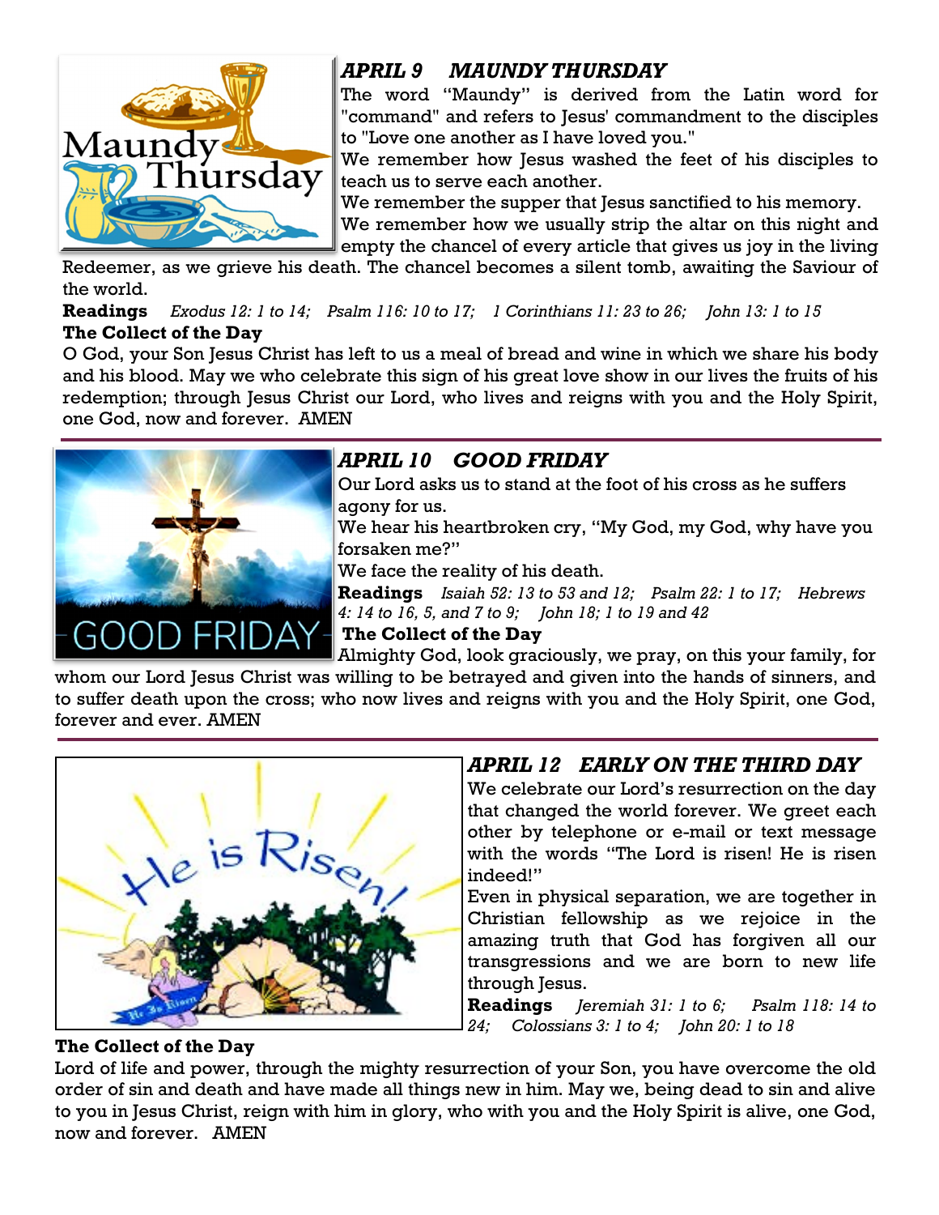## *APRIL 9 MAUNDY THURSDAY*

The word "Maundy" is derived from the Latin word for "command" and refers to Jesus' commandment to the disciples to "Love one another as I have loved you."

We remember how Jesus washed the feet of his disciples to teach us to serve each other.

We remember the supper that Jesus sanctified to his memory.

We remember how we usually strip the altar on this night and empty the chancel of every article that gives us joy in the living Redeemer, as we grieve his death. The chancel becomes a silent tomb, awaiting the Saviour of the world.

**Readings** *Exodus 12: 1 to 14; Psalm 116: 10 to 17; 1 Corinthians 11: 23 to 26; John 13: 1 to 15*

**The Collect of the Day**

O God, your Son Jesus Christ has left to us a meal of bread and wine in which we share his body and his blood. May we who celebrate this sign of his great love show in our lives the fruits of his redemption; through Jesus Christ our Lord, who lives and reigns with you and the Holy Spirit, one God, now and forever. AMEN

---

## *APRIL 10 GOOD FRIDAY*

Our Lord asks us to stand at the foot of his cross as he suffers agony for us.

We hear his heartbroken cry, "My God, my God, why have you forsaken me?"

We face the reality of his death.

**Readings** *Isaiah 52: 13 to 53 and 12; Psalm 22: 1 to 17; Hebrews 4: 14 to 16, 5, and 7 to 9; John 18; 1 to 19 and 42*

**The Collect of the Day**

Almighty God, look graciously, we pray, on this your family, for whom our Lord Jesus Christ was willing to be betrayed and given into the hands of sinners, and to suffer death upon the cross; who now lives and reigns with you and the Holy Spirit, one God, forever and ever. AMEN

---

## *APRIL 12 EARLY ON THE THIRD DAY*

We celebrate our Lord's resurrection on the day that changed the world forever. We greet each other by telephone or e-mail or text message with the words "The Lord is risen! He is risen indeed!"

Even in physical separation, we are together in Christian fellowship as we rejoice in the amazing truth that God has forgiven all our transgressions and we are born to new life through Jesus.

**Readings** *Jeremiah 31: 1 to 6; Psalm 118: 14 to 24; Colossians 3: 1 to 4; John 20: 1 to 18*

**The Collect of the Day**

Lord of life and power, through the mighty resurrection of your Son, you have overcome the old order of sin and death and have made all things new in him. May we, being dead to sin and alive to you in Jesus Christ, reign with him in glory, who with you and the Holy Spirit is alive, one God, now and forever. AMEN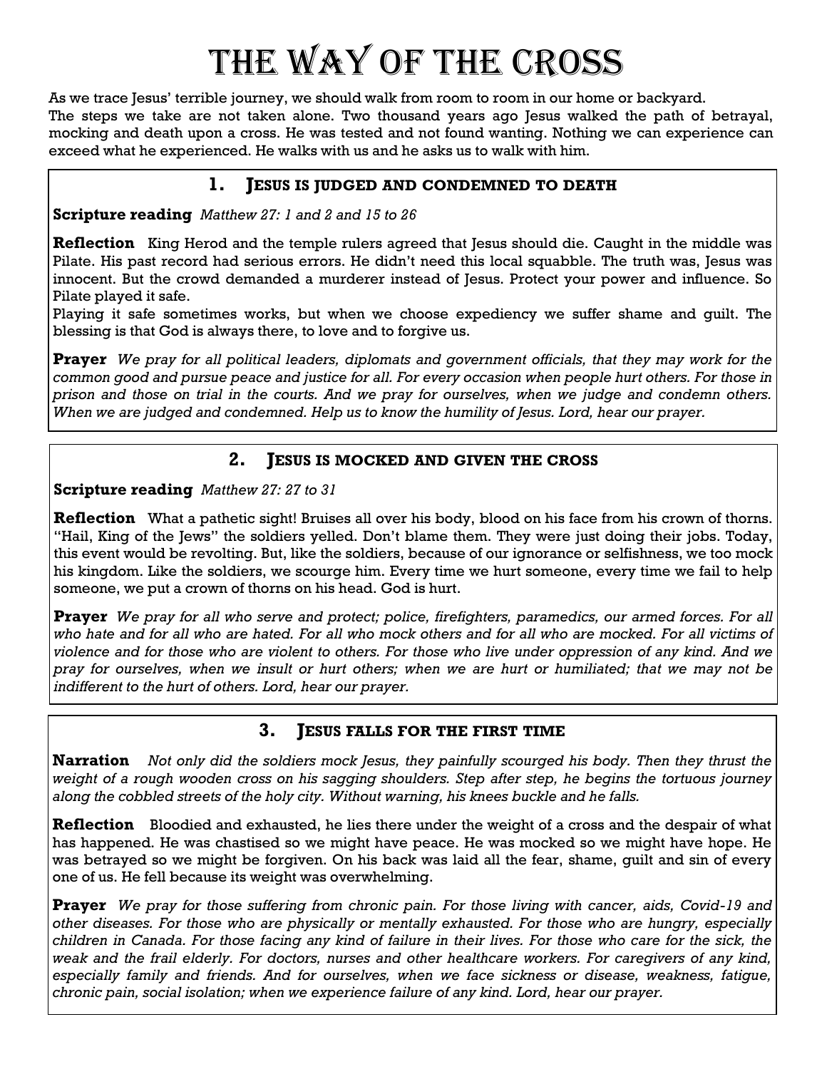# THE WAY OF THE CROSS

As we trace Jesus' terrible journey, we should walk from room to room in our home or backyard.
The steps we take are not taken alone. Two thousand years ago Jesus walked the path of betrayal, mocking and death upon a cross. He was tested and not found wanting. Nothing we can experience can exceed what he experienced. He walks with us and he asks us to walk with him.

## 1. JESUS IS JUDGED AND CONDEMNED TO DEATH

**Scripture reading** *Matthew 27: 1 and 2 and 15 to 26*

**Reflection** King Herod and the temple rulers agreed that Jesus should die. Caught in the middle was Pilate. His past record had serious errors. He didn't need this local squabble. The truth was, Jesus was innocent. But the crowd demanded a murderer instead of Jesus. Protect your power and influence. So Pilate played it safe.
Playing it safe sometimes works, but when we choose expediency we suffer shame and guilt. The blessing is that God is always there, to love and to forgive us.

**Prayer** *We pray for all political leaders, diplomats and government officials, that they may work for the common good and pursue peace and justice for all. For every occasion when people hurt others. For those in prison and those on trial in the courts. And we pray for ourselves, when we judge and condemn others. When we are judged and condemned. Help us to know the humility of Jesus. Lord, hear our prayer.*

## 2. JESUS IS MOCKED AND GIVEN THE CROSS

**Scripture reading** *Matthew 27: 27 to 31*

**Reflection** What a pathetic sight! Bruises all over his body, blood on his face from his crown of thorns. "Hail, King of the Jews" the soldiers yelled. Don't blame them. They were just doing their jobs. Today, this event would be revolting. But, like the soldiers, because of our ignorance or selfishness, we too mock his kingdom. Like the soldiers, we scourge him. Every time we hurt someone, every time we fail to help someone, we put a crown of thorns on his head. God is hurt.

**Prayer** *We pray for all who serve and protect; police, firefighters, paramedics, our armed forces. For all who hate and for all who are hated. For all who mock others and for all who are mocked. For all victims of violence and for those who are violent to others. For those who live under oppression of any kind. And we pray for ourselves, when we insult or hurt others; when we are hurt or humiliated; that we may not be indifferent to the hurt of others. Lord, hear our prayer.*

## 3. JESUS FALLS FOR THE FIRST TIME

**Narration** *Not only did the soldiers mock Jesus, they painfully scourged his body. Then they thrust the weight of a rough wooden cross on his sagging shoulders. Step after step, he begins the tortuous journey along the cobbled streets of the holy city. Without warning, his knees buckle and he falls.*

**Reflection** Bloodied and exhausted, he lies there under the weight of a cross and the despair of what has happened. He was chastised so we might have peace. He was mocked so we might have hope. He was betrayed so we might be forgiven. On his back was laid all the fear, shame, guilt and sin of every one of us. He fell because its weight was overwhelming.

**Prayer** *We pray for those suffering from chronic pain. For those living with cancer, aids, Covid-19 and other diseases. For those who are physically or mentally exhausted. For those who are hungry, especially children in Canada. For those facing any kind of failure in their lives. For those who care for the sick, the weak and the frail elderly. For doctors, nurses and other healthcare workers. For caregivers of any kind, especially family and friends. And for ourselves, when we face sickness or disease, weakness, fatigue, chronic pain, social isolation; when we experience failure of any kind. Lord, hear our prayer.*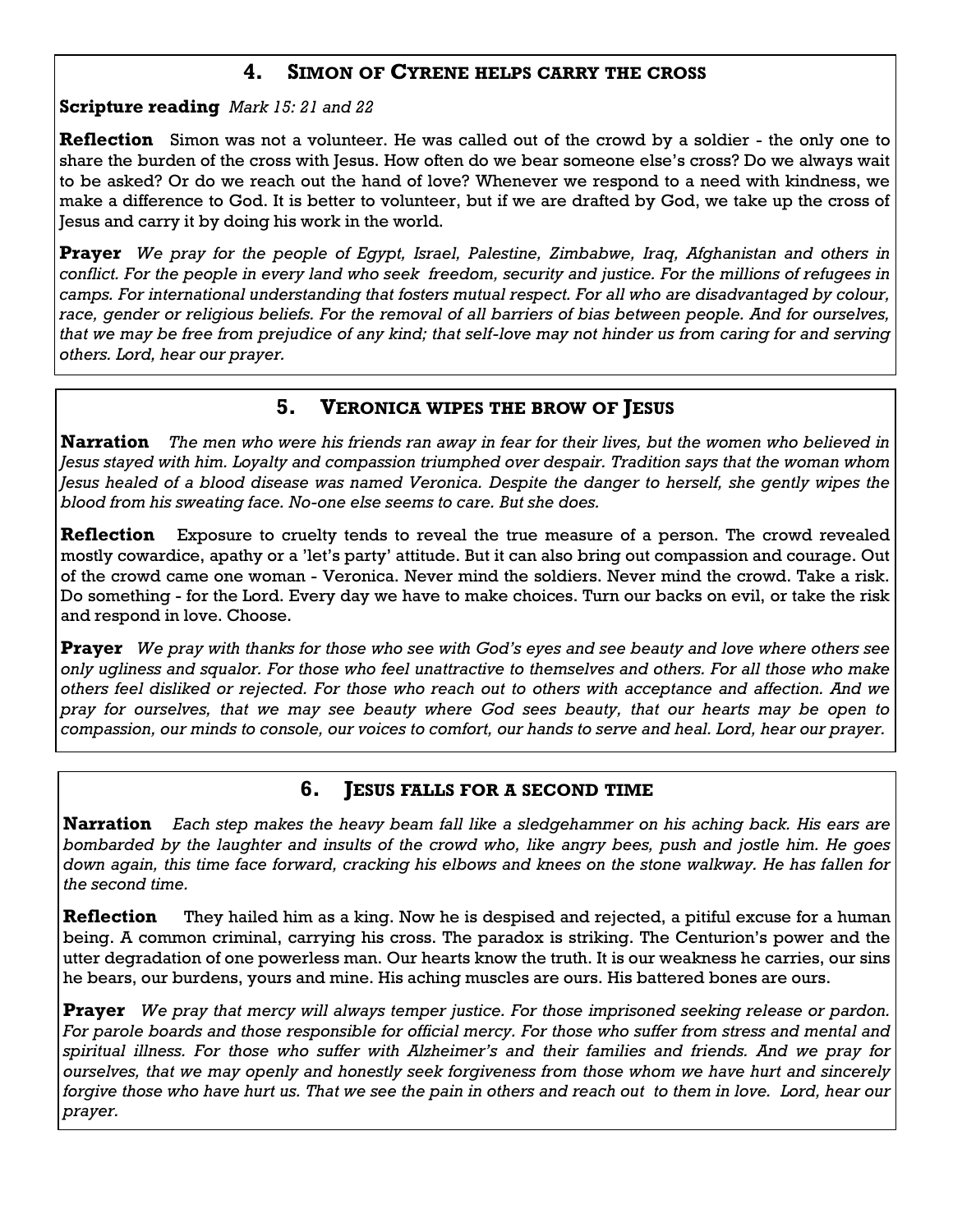## 4. Simon of Cyrene helps carry the cross

**Scripture reading** *Mark 15: 21 and 22*

**Reflection** Simon was not a volunteer. He was called out of the crowd by a soldier - the only one to share the burden of the cross with Jesus. How often do we bear someone else's cross? Do we always wait to be asked? Or do we reach out the hand of love? Whenever we respond to a need with kindness, we make a difference to God. It is better to volunteer, but if we are drafted by God, we take up the cross of Jesus and carry it by doing his work in the world.

**Prayer** *We pray for the people of Egypt, Israel, Palestine, Zimbabwe, Iraq, Afghanistan and others in conflict. For the people in every land who seek freedom, security and justice. For the millions of refugees in camps. For international understanding that fosters mutual respect. For all who are disadvantaged by colour, race, gender or religious beliefs. For the removal of all barriers of bias between people. And for ourselves, that we may be free from prejudice of any kind; that self-love may not hinder us from caring for and serving others. Lord, hear our prayer.*

## 5. Veronica wipes the brow of Jesus

**Narration** *The men who were his friends ran away in fear for their lives, but the women who believed in Jesus stayed with him. Loyalty and compassion triumphed over despair. Tradition says that the woman whom Jesus healed of a blood disease was named Veronica. Despite the danger to herself, she gently wipes the blood from his sweating face. No-one else seems to care. But she does.*

**Reflection** Exposure to cruelty tends to reveal the true measure of a person. The crowd revealed mostly cowardice, apathy or a 'let's party' attitude. But it can also bring out compassion and courage. Out of the crowd came one woman - Veronica. Never mind the soldiers. Never mind the crowd. Take a risk. Do something - for the Lord. Every day we have to make choices. Turn our backs on evil, or take the risk and respond in love. Choose.

**Prayer** *We pray with thanks for those who see with God's eyes and see beauty and love where others see only ugliness and squalor. For those who feel unattractive to themselves and others. For all those who make others feel disliked or rejected. For those who reach out to others with acceptance and affection. And we pray for ourselves, that we may see beauty where God sees beauty, that our hearts may be open to compassion, our minds to console, our voices to comfort, our hands to serve and heal. Lord, hear our prayer.*

## 6. Jesus falls for a second time

**Narration** *Each step makes the heavy beam fall like a sledgehammer on his aching back. His ears are bombarded by the laughter and insults of the crowd who, like angry bees, push and jostle him. He goes down again, this time face forward, cracking his elbows and knees on the stone walkway. He has fallen for the second time.*

**Reflection** They hailed him as a king. Now he is despised and rejected, a pitiful excuse for a human being. A common criminal, carrying his cross. The paradox is striking. The Centurion's power and the utter degradation of one powerless man. Our hearts know the truth. It is our weakness he carries, our sins he bears, our burdens, yours and mine. His aching muscles are ours. His battered bones are ours.

**Prayer** *We pray that mercy will always temper justice. For those imprisoned seeking release or pardon. For parole boards and those responsible for official mercy. For those who suffer from stress and mental and spiritual illness. For those who suffer with Alzheimer's and their families and friends. And we pray for ourselves, that we may openly and honestly seek forgiveness from those whom we have hurt and sincerely forgive those who have hurt us. That we see the pain in others and reach out to them in love. Lord, hear our prayer.*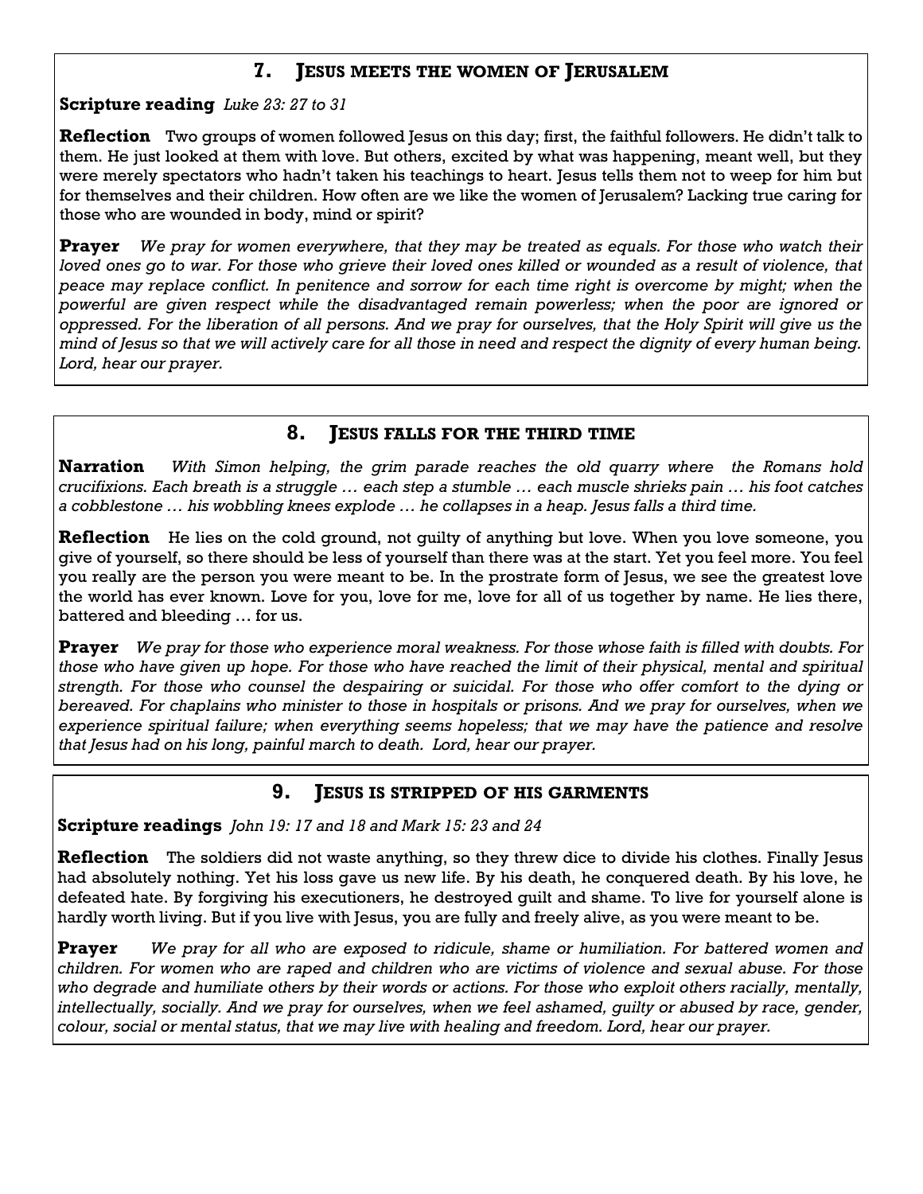## 7. Jesus meets the women of Jerusalem

**Scripture reading** *Luke 23: 27 to 31*

**Reflection** Two groups of women followed Jesus on this day; first, the faithful followers. He didn't talk to them. He just looked at them with love. But others, excited by what was happening, meant well, but they were merely spectators who hadn't taken his teachings to heart. Jesus tells them not to weep for him but for themselves and their children. How often are we like the women of Jerusalem? Lacking true caring for those who are wounded in body, mind or spirit?

**Prayer** *We pray for women everywhere, that they may be treated as equals. For those who watch their loved ones go to war. For those who grieve their loved ones killed or wounded as a result of violence, that peace may replace conflict. In penitence and sorrow for each time right is overcome by might; when the powerful are given respect while the disadvantaged remain powerless; when the poor are ignored or oppressed. For the liberation of all persons. And we pray for ourselves, that the Holy Spirit will give us the mind of Jesus so that we will actively care for all those in need and respect the dignity of every human being. Lord, hear our prayer.*

## 8. Jesus falls for the third time

**Narration** *With Simon helping, the grim parade reaches the old quarry where the Romans hold crucifixions. Each breath is a struggle … each step a stumble … each muscle shrieks pain … his foot catches a cobblestone … his wobbling knees explode … he collapses in a heap. Jesus falls a third time.*

**Reflection** He lies on the cold ground, not guilty of anything but love. When you love someone, you give of yourself, so there should be less of yourself than there was at the start. Yet you feel more. You feel you really are the person you were meant to be. In the prostrate form of Jesus, we see the greatest love the world has ever known. Love for you, love for me, love for all of us together by name. He lies there, battered and bleeding … for us.

**Prayer** *We pray for those who experience moral weakness. For those whose faith is filled with doubts. For those who have given up hope. For those who have reached the limit of their physical, mental and spiritual strength. For those who counsel the despairing or suicidal. For those who offer comfort to the dying or bereaved. For chaplains who minister to those in hospitals or prisons. And we pray for ourselves, when we experience spiritual failure; when everything seems hopeless; that we may have the patience and resolve that Jesus had on his long, painful march to death. Lord, hear our prayer.*

## 9. Jesus is stripped of his garments

**Scripture readings** *John 19: 17 and 18 and Mark 15: 23 and 24*

**Reflection** The soldiers did not waste anything, so they threw dice to divide his clothes. Finally Jesus had absolutely nothing. Yet his loss gave us new life. By his death, he conquered death. By his love, he defeated hate. By forgiving his executioners, he destroyed guilt and shame. To live for yourself alone is hardly worth living. But if you live with Jesus, you are fully and freely alive, as you were meant to be.

**Prayer** *We pray for all who are exposed to ridicule, shame or humiliation. For battered women and children. For women who are raped and children who are victims of violence and sexual abuse. For those who degrade and humiliate others by their words or actions. For those who exploit others racially, mentally, intellectually, socially. And we pray for ourselves, when we feel ashamed, guilty or abused by race, gender, colour, social or mental status, that we may live with healing and freedom. Lord, hear our prayer.*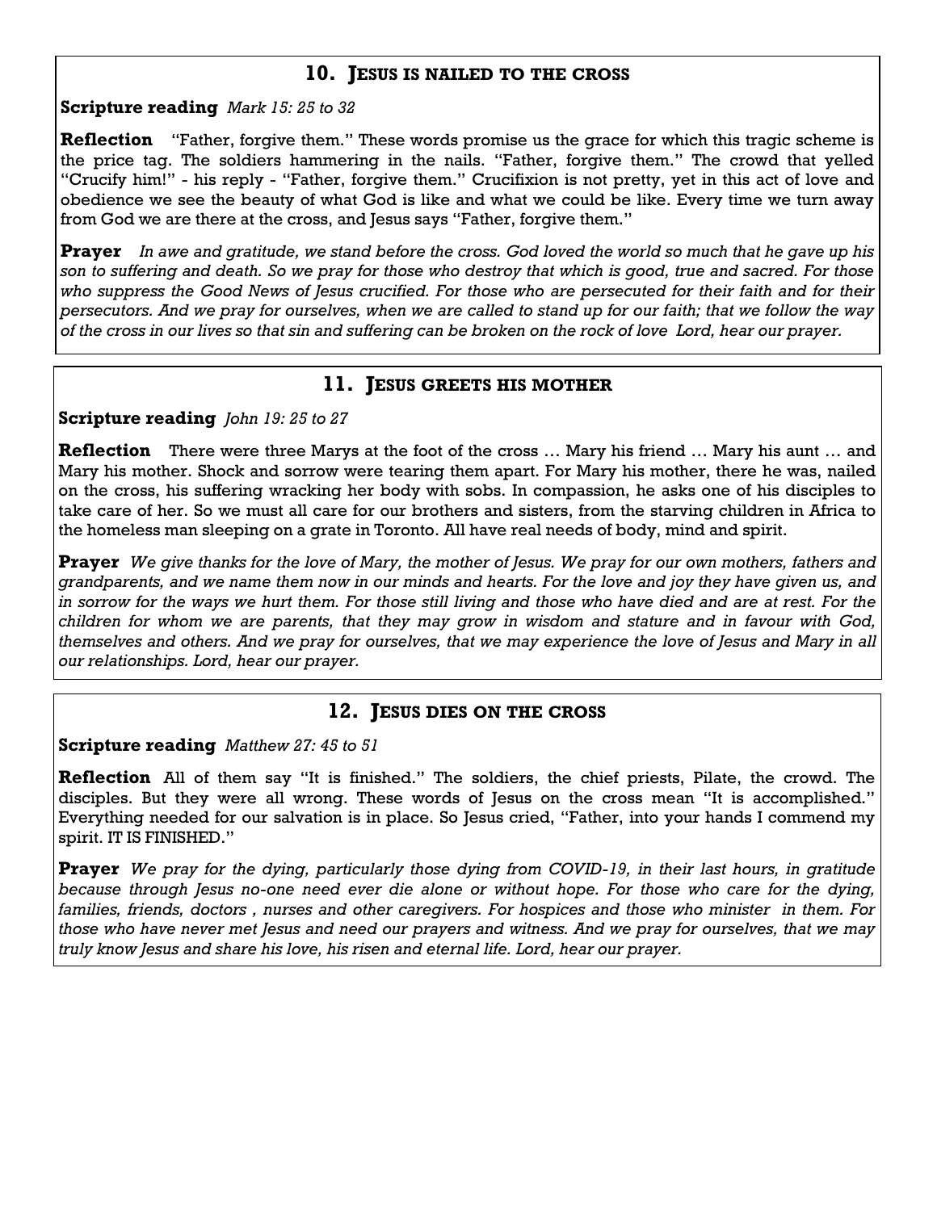## 10. JESUS IS NAILED TO THE CROSS

**Scripture reading** *Mark 15: 25 to 32*

**Reflection** "Father, forgive them." These words promise us the grace for which this tragic scheme is the price tag. The soldiers hammering in the nails. "Father, forgive them." The crowd that yelled "Crucify him!" - his reply - "Father, forgive them." Crucifixion is not pretty, yet in this act of love and obedience we see the beauty of what God is like and what we could be like. Every time we turn away from God we are there at the cross, and Jesus says "Father, forgive them."

**Prayer** *In awe and gratitude, we stand before the cross. God loved the world so much that he gave up his son to suffering and death. So we pray for those who destroy that which is good, true and sacred. For those who suppress the Good News of Jesus crucified. For those who are persecuted for their faith and for their persecutors. And we pray for ourselves, when we are called to stand up for our faith; that we follow the way of the cross in our lives so that sin and suffering can be broken on the rock of love Lord, hear our prayer.*

## 11. JESUS GREETS HIS MOTHER

**Scripture reading** *John 19: 25 to 27*

**Reflection** There were three Marys at the foot of the cross … Mary his friend … Mary his aunt … and Mary his mother. Shock and sorrow were tearing them apart. For Mary his mother, there he was, nailed on the cross, his suffering wracking her body with sobs. In compassion, he asks one of his disciples to take care of her. So we must all care for our brothers and sisters, from the starving children in Africa to the homeless man sleeping on a grate in Toronto. All have real needs of body, mind and spirit.

**Prayer** *We give thanks for the love of Mary, the mother of Jesus. We pray for our own mothers, fathers and grandparents, and we name them now in our minds and hearts. For the love and joy they have given us, and in sorrow for the ways we hurt them. For those still living and those who have died and are at rest. For the children for whom we are parents, that they may grow in wisdom and stature and in favour with God, themselves and others. And we pray for ourselves, that we may experience the love of Jesus and Mary in all our relationships. Lord, hear our prayer.*

## 12. JESUS DIES ON THE CROSS

**Scripture reading** *Matthew 27: 45 to 51*

**Reflection** All of them say "It is finished." The soldiers, the chief priests, Pilate, the crowd. The disciples. But they were all wrong. These words of Jesus on the cross mean "It is accomplished." Everything needed for our salvation is in place. So Jesus cried, "Father, into your hands I commend my spirit. IT IS FINISHED."

**Prayer** *We pray for the dying, particularly those dying from COVID-19, in their last hours, in gratitude because through Jesus no-one need ever die alone or without hope. For those who care for the dying, families, friends, doctors , nurses and other caregivers. For hospices and those who minister in them. For those who have never met Jesus and need our prayers and witness. And we pray for ourselves, that we may truly know Jesus and share his love, his risen and eternal life. Lord, hear our prayer.*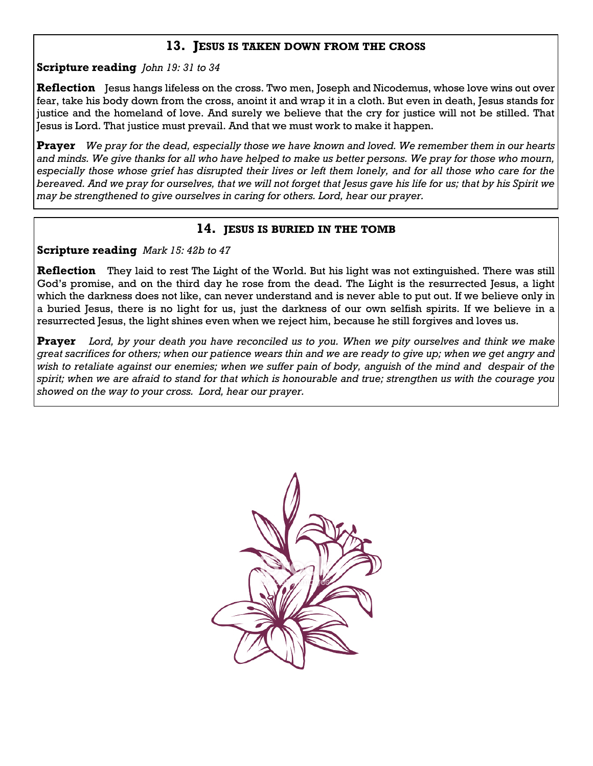## 13. JESUS IS TAKEN DOWN FROM THE CROSS

**Scripture reading** *John 19: 31 to 34*

**Reflection** Jesus hangs lifeless on the cross. Two men, Joseph and Nicodemus, whose love wins out over fear, take his body down from the cross, anoint it and wrap it in a cloth. But even in death, Jesus stands for justice and the homeland of love. And surely we believe that the cry for justice will not be stilled. That Jesus is Lord. That justice must prevail. And that we must work to make it happen.

**Prayer** *We pray for the dead, especially those we have known and loved. We remember them in our hearts and minds. We give thanks for all who have helped to make us better persons. We pray for those who mourn, especially those whose grief has disrupted their lives or left them lonely, and for all those who care for the bereaved. And we pray for ourselves, that we will not forget that Jesus gave his life for us; that by his Spirit we may be strengthened to give ourselves in caring for others. Lord, hear our prayer.*

## 14. JESUS IS BURIED IN THE TOMB

**Scripture reading** *Mark 15: 42b to 47*

**Reflection** They laid to rest The Light of the World. But his light was not extinguished. There was still God's promise, and on the third day he rose from the dead. The Light is the resurrected Jesus, a light which the darkness does not like, can never understand and is never able to put out. If we believe only in a buried Jesus, there is no light for us, just the darkness of our own selfish spirits. If we believe in a resurrected Jesus, the light shines even when we reject him, because he still forgives and loves us.

**Prayer** *Lord, by your death you have reconciled us to you. When we pity ourselves and think we make great sacrifices for others; when our patience wears thin and we are ready to give up; when we get angry and wish to retaliate against our enemies; when we suffer pain of body, anguish of the mind and despair of the spirit; when we are afraid to stand for that which is honourable and true; strengthen us with the courage you showed on the way to your cross. Lord, hear our prayer.*